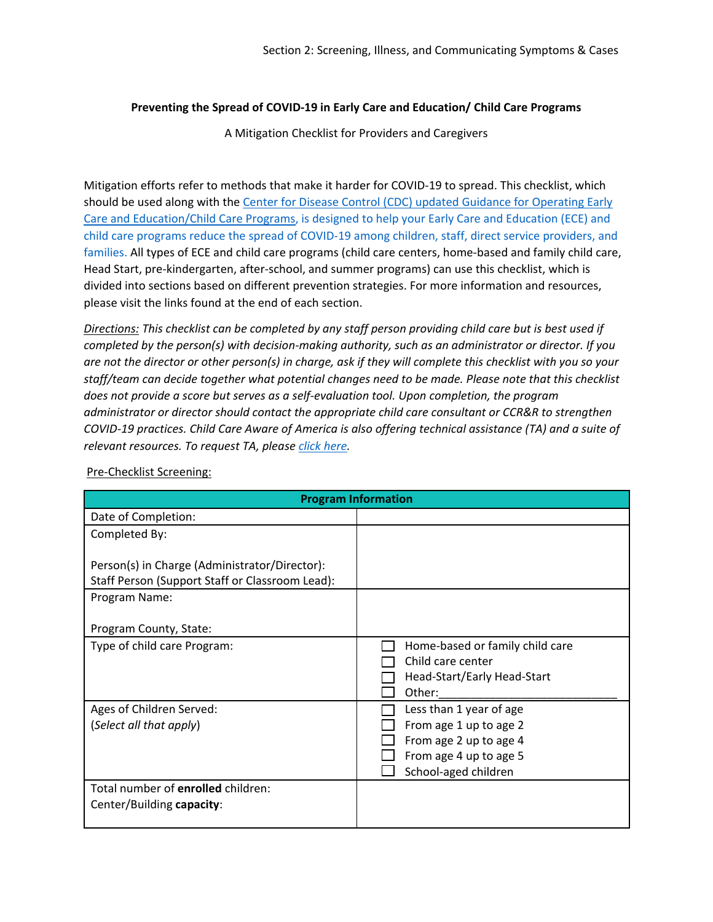**Preventing the Spread of COVID-19 in Early Care and Education/ Child Care Programs**

A Mitigation Checklist for Providers and Caregivers

Mitigation efforts refer to methods that make it harder for COVID-19 to spread. This checklist, which should be used along with the Center for Disease Control (CDC) updated Guidance for Operating Early Care and Education/Child Care Programs, is designed to help your Early Care and Education (ECE) and child care programs reduce the spread of COVID-19 among children, staff, direct service providers, and families. All types of ECE and child care programs (child care centers, home-based and family child care, Head Start, pre-kindergarten, after-school, and summer programs) can use this checklist, which is divided into sections based on different prevention strategies. For more information and resources, please visit the links found at the end of each section.

*Directions: This checklist can be completed by any staff person providing child care but is best used if completed by the person(s) with decision-making authority, such as an administrator or director. If you are not the director or other person(s) in charge, ask if they will complete this checklist with you so your staff/team can decide together what potential changes need to be made. Please note that this checklist does not provide a score but serves as a self-evaluation tool. Upon completion, the program administrator or director should contact the appropriate child care consultant or CCR&R to strengthen COVID-19 practices. Child Care Aware of America is also offering technical assistance (TA) and a suite of relevant resources. To request TA, please click here.*

Pre-Checklist Screening:

| Program Information | |
|---|---|
| Date of Completion: | |
| Completed By:<br><br>Person(s) in Charge (Administrator/Director):<br>Staff Person (Support Staff or Classroom Lead): | |
| Program Name:<br><br>Program County, State: | |
| Type of child care Program: | ☐ Home-based or family child care<br>☐ Child care center<br>☐ Head-Start/Early Head-Start<br>☐ Other:___________________________ |
| Ages of Children Served:<br>(*Select all that apply*) | ☐ Less than 1 year of age<br>☐ From age 1 up to age 2<br>☐ From age 2 up to age 4<br>☐ From age 4 up to age 5<br>☐ School-aged children |
| Total number of **enrolled** children:<br>Center/Building **capacity**: | |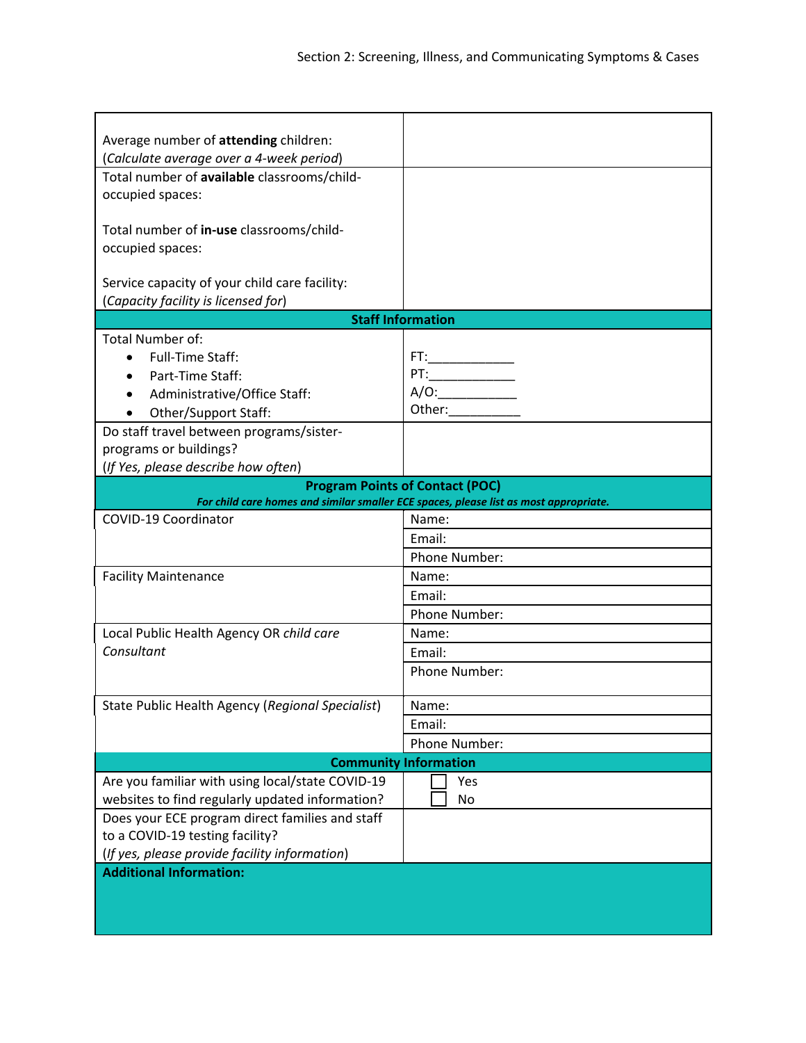| | |
|---|---|
| Average number of **attending** children:<br>(*Calculate average over a 4-week period*) | |
| Total number of **available** classrooms/child-occupied spaces:<br><br>Total number of **in-use** classrooms/child-occupied spaces:<br><br>Service capacity of your child care facility:<br>(*Capacity facility is licensed for*) | |
| **Staff Information** | |
| Total Number of:<br>• Full-Time Staff:<br>• Part-Time Staff:<br>• Administrative/Office Staff:<br>• Other/Support Staff: | FT:\_\_\_\_\_\_\_\_\_\_\_\_<br>PT:\_\_\_\_\_\_\_\_\_\_\_\_<br>A/O:\_\_\_\_\_\_\_\_\_\_\_<br>Other:\_\_\_\_\_\_\_\_\_\_ |
| Do staff travel between programs/sister-programs or buildings?<br>(*If Yes, please describe how often*) | |
| **Program Points of Contact (POC)**<br>***For child care homes and similar smaller ECE spaces, please list as most appropriate.*** | |
| COVID-19 Coordinator | Name:<br>Email:<br>Phone Number: |
| Facility Maintenance | Name:<br>Email:<br>Phone Number: |
| Local Public Health Agency OR *child care Consultant* | Name:<br>Email:<br>Phone Number: |
| State Public Health Agency (*Regional Specialist*) | Name:<br>Email:<br>Phone Number: |
| **Community Information** | |
| Are you familiar with using local/state COVID-19 websites to find regularly updated information? | ☐ Yes<br>☐ No |
| Does your ECE program direct families and staff to a COVID-19 testing facility?<br>(*If yes, please provide facility information*) | |
| **Additional Information:** | |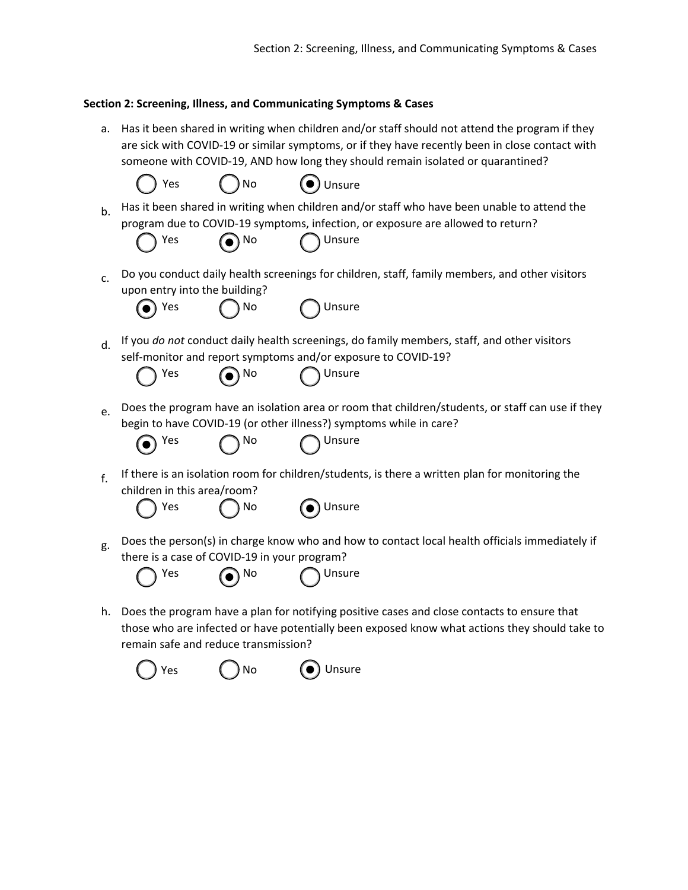## Section 2: Screening, Illness, and Communicating Symptoms & Cases

a. Has it been shared in writing when children and/or staff should not attend the program if they are sick with COVID-19 or similar symptoms, or if they have recently been in close contact with someone with COVID-19, AND how long they should remain isolated or quarantined?

- ○ Yes
- ○ No
- ● Unsure

b. Has it been shared in writing when children and/or staff who have been unable to attend the program due to COVID-19 symptoms, infection, or exposure are allowed to return?

- ○ Yes
- ● No
- ○ Unsure

c. Do you conduct daily health screenings for children, staff, family members, and other visitors upon entry into the building?

- ● Yes
- ○ No
- ○ Unsure

d. If you *do not* conduct daily health screenings, do family members, staff, and other visitors self-monitor and report symptoms and/or exposure to COVID-19?

- ○ Yes
- ● No
- ○ Unsure

e. Does the program have an isolation area or room that children/students, or staff can use if they begin to have COVID-19 (or other illness?) symptoms while in care?

- ● Yes
- ○ No
- ○ Unsure

f. If there is an isolation room for children/students, is there a written plan for monitoring the children in this area/room?

- ○ Yes
- ○ No
- ● Unsure

g. Does the person(s) in charge know who and how to contact local health officials immediately if there is a case of COVID-19 in your program?

- ○ Yes
- ● No
- ○ Unsure

h. Does the program have a plan for notifying positive cases and close contacts to ensure that those who are infected or have potentially been exposed know what actions they should take to remain safe and reduce transmission?

- ○ Yes
- ○ No
- ● Unsure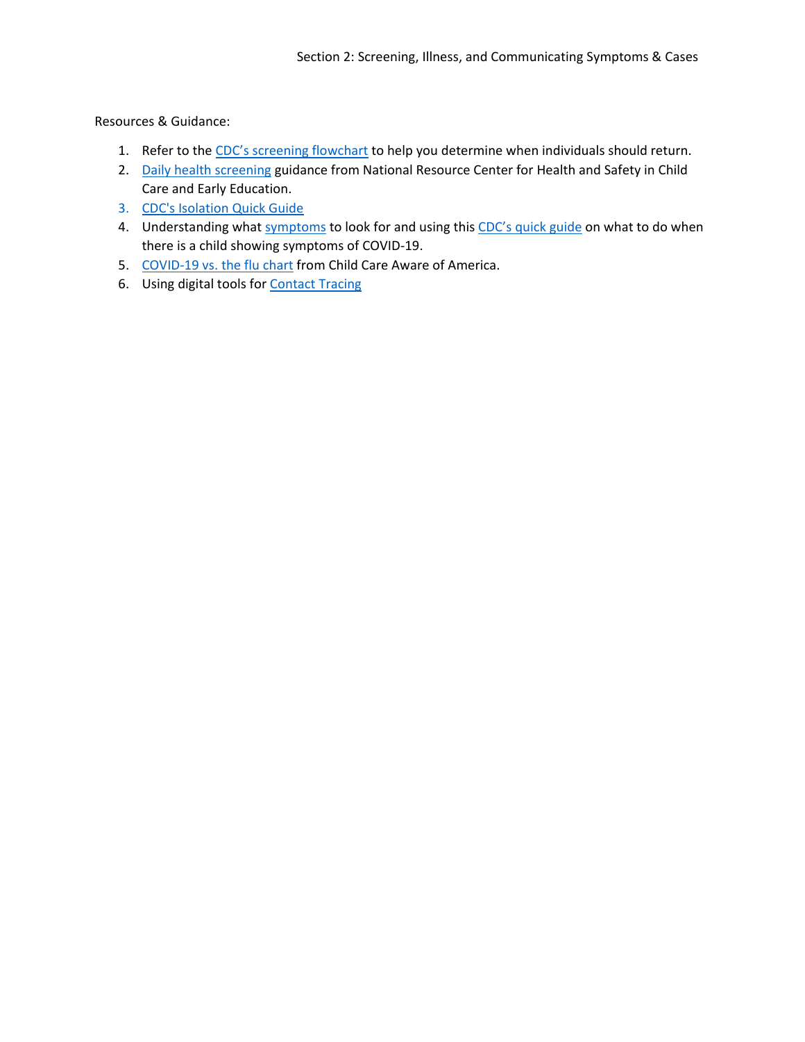Resources & Guidance:

1. Refer to the CDC's screening flowchart to help you determine when individuals should return.
2. Daily health screening guidance from National Resource Center for Health and Safety in Child Care and Early Education.
3. CDC's Isolation Quick Guide
4. Understanding what symptoms to look for and using this CDC's quick guide on what to do when there is a child showing symptoms of COVID-19.
5. COVID-19 vs. the flu chart from Child Care Aware of America.
6. Using digital tools for Contact Tracing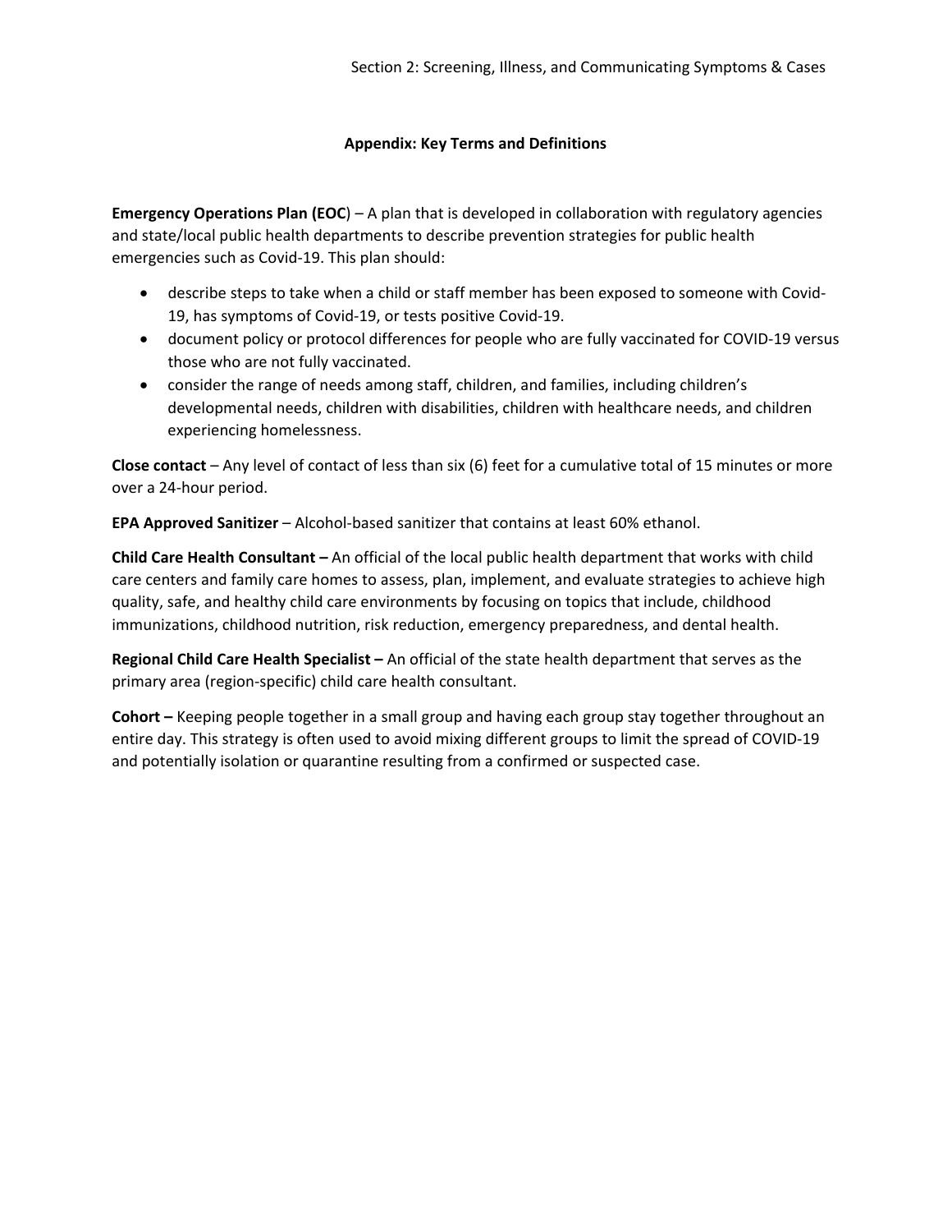## Appendix: Key Terms and Definitions

**Emergency Operations Plan (EOC**) – A plan that is developed in collaboration with regulatory agencies and state/local public health departments to describe prevention strategies for public health emergencies such as Covid-19. This plan should:

- describe steps to take when a child or staff member has been exposed to someone with Covid-19, has symptoms of Covid-19, or tests positive Covid-19.
- document policy or protocol differences for people who are fully vaccinated for COVID-19 versus those who are not fully vaccinated.
- consider the range of needs among staff, children, and families, including children's developmental needs, children with disabilities, children with healthcare needs, and children experiencing homelessness.

**Close contact** – Any level of contact of less than six (6) feet for a cumulative total of 15 minutes or more over a 24-hour period.

**EPA Approved Sanitizer** – Alcohol-based sanitizer that contains at least 60% ethanol.

**Child Care Health Consultant –** An official of the local public health department that works with child care centers and family care homes to assess, plan, implement, and evaluate strategies to achieve high quality, safe, and healthy child care environments by focusing on topics that include, childhood immunizations, childhood nutrition, risk reduction, emergency preparedness, and dental health.

**Regional Child Care Health Specialist –** An official of the state health department that serves as the primary area (region-specific) child care health consultant.

**Cohort –** Keeping people together in a small group and having each group stay together throughout an entire day. This strategy is often used to avoid mixing different groups to limit the spread of COVID-19 and potentially isolation or quarantine resulting from a confirmed or suspected case.